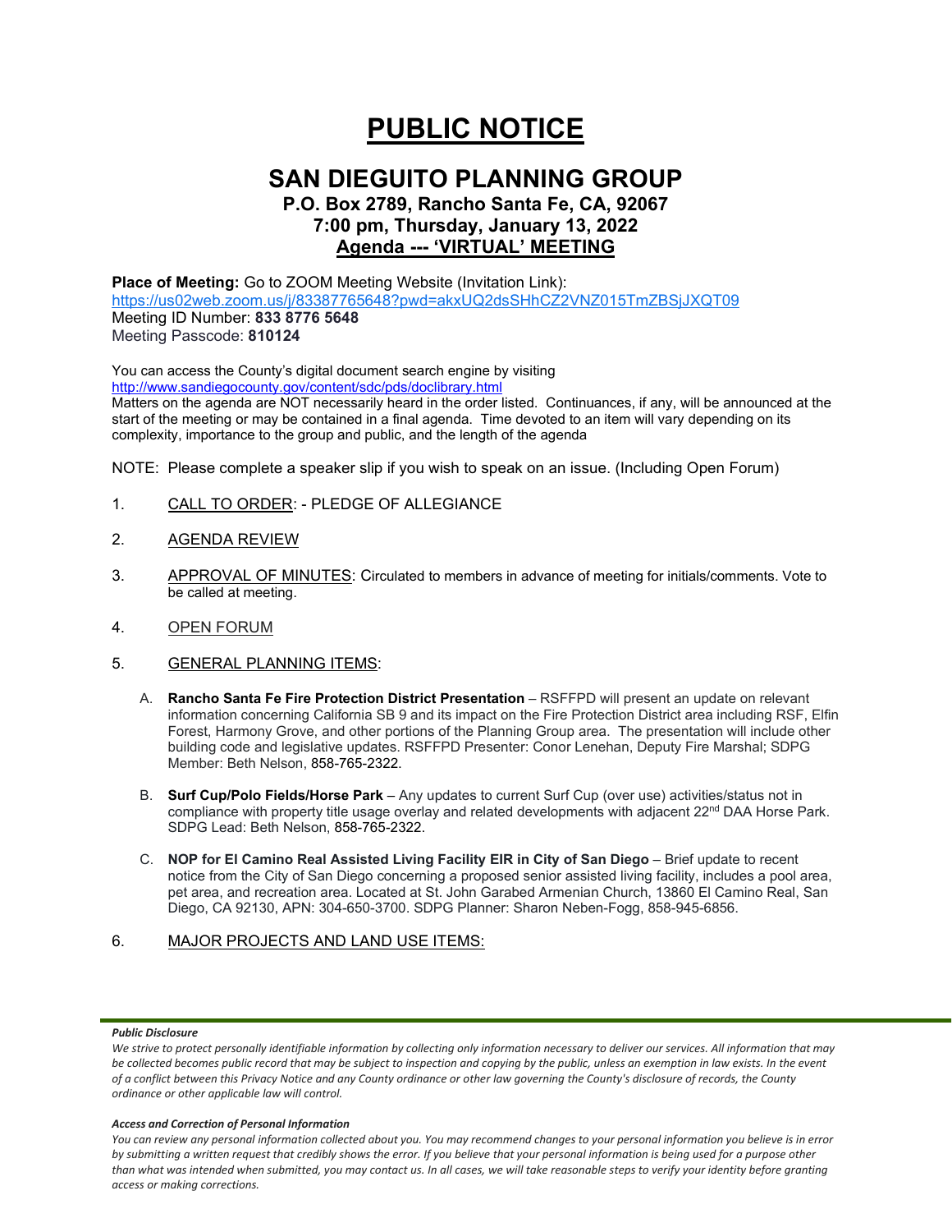# PUBLIC NOTICE

## SAN DIEGUITO PLANNING GROUP

### P.O. Box 2789, Rancho Santa Fe, CA, 92067
### 7:00 pm, Thursday, January 13, 2022
### Agenda --- 'VIRTUAL' MEETING

**Place of Meeting:** Go to ZOOM Meeting Website (Invitation Link):
https://us02web.zoom.us/j/83387765648?pwd=akxUQ2dsSHhCZ2VNZ015TmZBSjJXQT09
Meeting ID Number: **833 8776 5648**
Meeting Passcode: **810124**

You can access the County's digital document search engine by visiting
http://www.sandiegocounty.gov/content/sdc/pds/doclibrary.html
Matters on the agenda are NOT necessarily heard in the order listed. Continuances, if any, will be announced at the start of the meeting or may be contained in a final agenda. Time devoted to an item will vary depending on its complexity, importance to the group and public, and the length of the agenda

NOTE: Please complete a speaker slip if you wish to speak on an issue. (Including Open Forum)

1. CALL TO ORDER: - PLEDGE OF ALLEGIANCE

2. AGENDA REVIEW

3. APPROVAL OF MINUTES: Circulated to members in advance of meeting for initials/comments. Vote to be called at meeting.

4. OPEN FORUM

5. GENERAL PLANNING ITEMS:

   A. **Rancho Santa Fe Fire Protection District Presentation** – RSFFPD will present an update on relevant information concerning California SB 9 and its impact on the Fire Protection District area including RSF, Elfin Forest, Harmony Grove, and other portions of the Planning Group area. The presentation will include other building code and legislative updates. RSFFPD Presenter: Conor Lenehan, Deputy Fire Marshal; SDPG Member: Beth Nelson, 858-765-2322.

   B. **Surf Cup/Polo Fields/Horse Park** – Any updates to current Surf Cup (over use) activities/status not in compliance with property title usage overlay and related developments with adjacent 22nd DAA Horse Park. SDPG Lead: Beth Nelson, 858-765-2322.

   C. **NOP for El Camino Real Assisted Living Facility EIR in City of San Diego** – Brief update to recent notice from the City of San Diego concerning a proposed senior assisted living facility, includes a pool area, pet area, and recreation area. Located at St. John Garabed Armenian Church, 13860 El Camino Real, San Diego, CA 92130, APN: 304-650-3700. SDPG Planner: Sharon Neben-Fogg, 858-945-6856.

6. MAJOR PROJECTS AND LAND USE ITEMS:

***Public Disclosure***

*We strive to protect personally identifiable information by collecting only information necessary to deliver our services. All information that may be collected becomes public record that may be subject to inspection and copying by the public, unless an exemption in law exists. In the event of a conflict between this Privacy Notice and any County ordinance or other law governing the County's disclosure of records, the County ordinance or other applicable law will control.*

***Access and Correction of Personal Information***

*You can review any personal information collected about you. You may recommend changes to your personal information you believe is in error by submitting a written request that credibly shows the error. If you believe that your personal information is being used for a purpose other than what was intended when submitted, you may contact us. In all cases, we will take reasonable steps to verify your identity before granting access or making corrections.*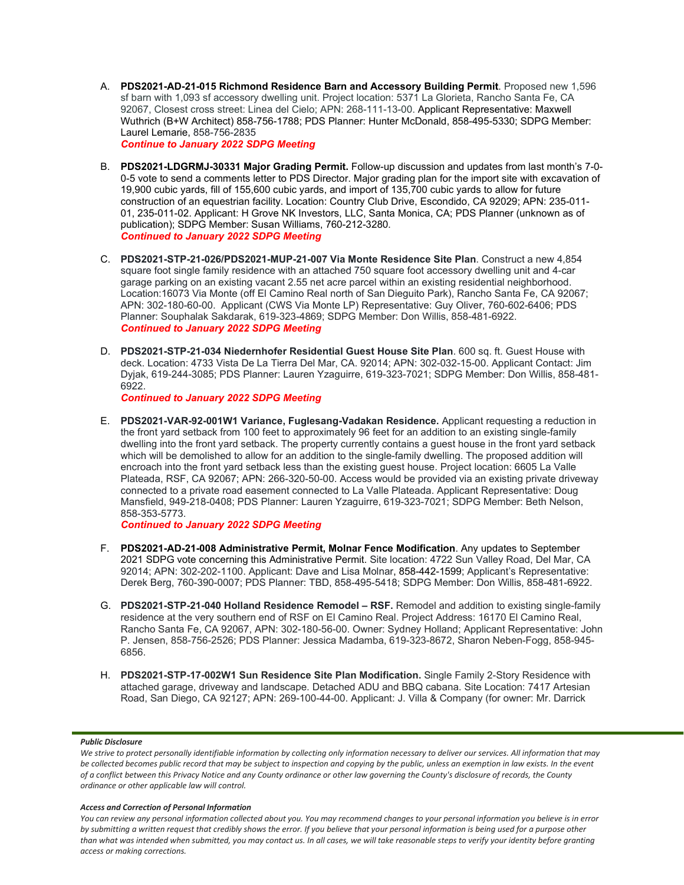A. **PDS2021-AD-21-015 Richmond Residence Barn and Accessory Building Permit**. Proposed new 1,596 sf barn with 1,093 sf accessory dwelling unit. Project location: 5371 La Glorieta, Rancho Santa Fe, CA 92067, Closest cross street: Linea del Cielo; APN: 268-111-13-00. Applicant Representative: Maxwell Wuthrich (B+W Architect) 858-756-1788; PDS Planner: Hunter McDonald, 858-495-5330; SDPG Member: Laurel Lemarie, 858-756-2835
***Continue to January 2022 SDPG Meeting***

B. **PDS2021-LDGRMJ-30331 Major Grading Permit.** Follow-up discussion and updates from last month's 7-0-0-5 vote to send a comments letter to PDS Director. Major grading plan for the import site with excavation of 19,900 cubic yards, fill of 155,600 cubic yards, and import of 135,700 cubic yards to allow for future construction of an equestrian facility. Location: Country Club Drive, Escondido, CA 92029; APN: 235-011-01, 235-011-02. Applicant: H Grove NK Investors, LLC, Santa Monica, CA; PDS Planner (unknown as of publication); SDPG Member: Susan Williams, 760-212-3280.
***Continued to January 2022 SDPG Meeting***

C. **PDS2021-STP-21-026/PDS2021-MUP-21-007 Via Monte Residence Site Plan**. Construct a new 4,854 square foot single family residence with an attached 750 square foot accessory dwelling unit and 4-car garage parking on an existing vacant 2.55 net acre parcel within an existing residential neighborhood. Location:16073 Via Monte (off El Camino Real north of San Dieguito Park), Rancho Santa Fe, CA 92067; APN: 302-180-60-00. Applicant (CWS Via Monte LP) Representative: Guy Oliver, 760-602-6406; PDS Planner: Souphalak Sakdarak, 619-323-4869; SDPG Member: Don Willis, 858-481-6922.
***Continued to January 2022 SDPG Meeting***

D. **PDS2021-STP-21-034 Niedernhofer Residential Guest House Site Plan**. 600 sq. ft. Guest House with deck. Location: 4733 Vista De La Tierra Del Mar, CA. 92014; APN: 302-032-15-00. Applicant Contact: Jim Dyjak, 619-244-3085; PDS Planner: Lauren Yzaguirre, 619-323-7021; SDPG Member: Don Willis, 858-481-6922.
***Continued to January 2022 SDPG Meeting***

E. **PDS2021-VAR-92-001W1 Variance, Fuglesang-Vadakan Residence.** Applicant requesting a reduction in the front yard setback from 100 feet to approximately 96 feet for an addition to an existing single-family dwelling into the front yard setback. The property currently contains a guest house in the front yard setback which will be demolished to allow for an addition to the single-family dwelling. The proposed addition will encroach into the front yard setback less than the existing guest house. Project location: 6605 La Valle Plateada, RSF, CA 92067; APN: 266-320-50-00. Access would be provided via an existing private driveway connected to a private road easement connected to La Valle Plateada. Applicant Representative: Doug Mansfield, 949-218-0408; PDS Planner: Lauren Yzaguirre, 619-323-7021; SDPG Member: Beth Nelson, 858-353-5773.
***Continued to January 2022 SDPG Meeting***

F. **PDS2021-AD-21-008 Administrative Permit, Molnar Fence Modification**. Any updates to September 2021 SDPG vote concerning this Administrative Permit. Site location: 4722 Sun Valley Road, Del Mar, CA 92014; APN: 302-202-1100. Applicant: Dave and Lisa Molnar, 858-442-1599; Applicant's Representative: Derek Berg, 760-390-0007; PDS Planner: TBD, 858-495-5418; SDPG Member: Don Willis, 858-481-6922.

G. **PDS2021-STP-21-040 Holland Residence Remodel – RSF.** Remodel and addition to existing single-family residence at the very southern end of RSF on El Camino Real. Project Address: 16170 El Camino Real, Rancho Santa Fe, CA 92067, APN: 302-180-56-00. Owner: Sydney Holland; Applicant Representative: John P. Jensen, 858-756-2526; PDS Planner: Jessica Madamba, 619-323-8672, Sharon Neben-Fogg, 858-945-6856.

H. **PDS2021-STP-17-002W1 Sun Residence Site Plan Modification.** Single Family 2-Story Residence with attached garage, driveway and landscape. Detached ADU and BBQ cabana. Site Location: 7417 Artesian Road, San Diego, CA 92127; APN: 269-100-44-00. Applicant: J. Villa & Company (for owner: Mr. Darrick

***Public Disclosure***

*We strive to protect personally identifiable information by collecting only information necessary to deliver our services. All information that may be collected becomes public record that may be subject to inspection and copying by the public, unless an exemption in law exists. In the event of a conflict between this Privacy Notice and any County ordinance or other law governing the County's disclosure of records, the County ordinance or other applicable law will control.*

***Access and Correction of Personal Information***

*You can review any personal information collected about you. You may recommend changes to your personal information you believe is in error by submitting a written request that credibly shows the error. If you believe that your personal information is being used for a purpose other than what was intended when submitted, you may contact us. In all cases, we will take reasonable steps to verify your identity before granting access or making corrections.*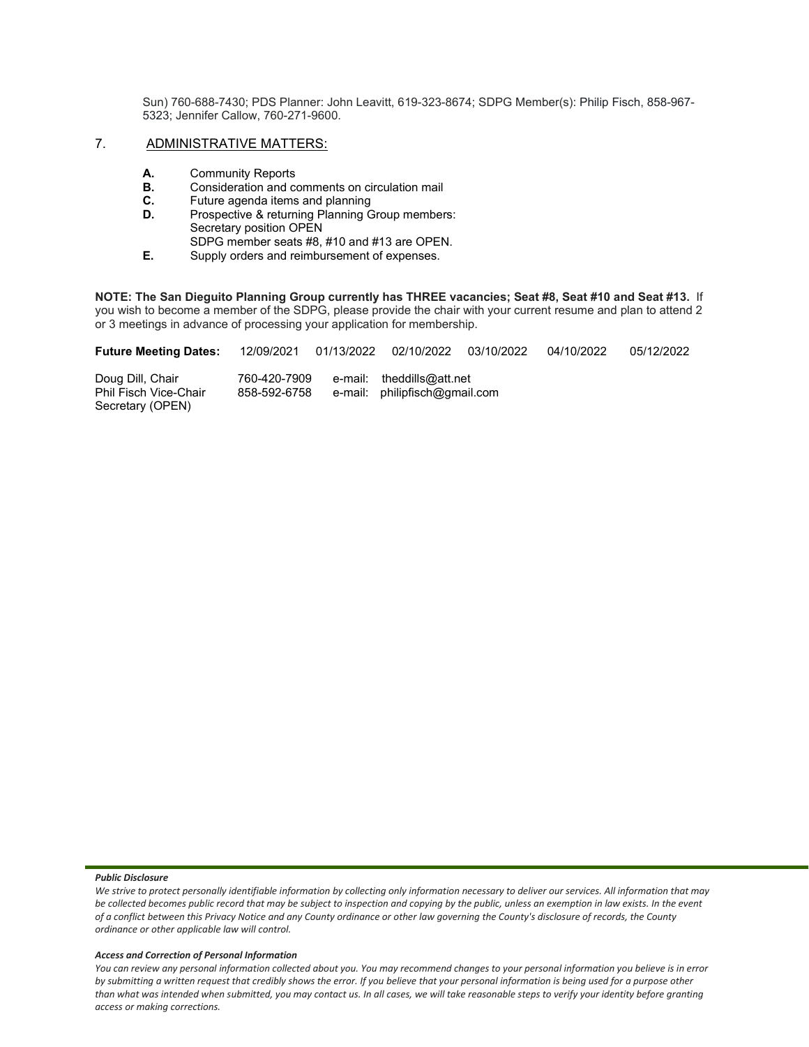Sun) 760-688-7430; PDS Planner: John Leavitt, 619-323-8674; SDPG Member(s): Philip Fisch, 858-967-5323; Jennifer Callow, 760-271-9600.

## 7. ADMINISTRATIVE MATTERS:

**A.** Community Reports
**B.** Consideration and comments on circulation mail
**C.** Future agenda items and planning
**D.** Prospective & returning Planning Group members:
Secretary position OPEN
SDPG member seats #8, #10 and #13 are OPEN.
**E.** Supply orders and reimbursement of expenses.

**NOTE: The San Dieguito Planning Group currently has THREE vacancies; Seat #8, Seat #10 and Seat #13.** If you wish to become a member of the SDPG, please provide the chair with your current resume and plan to attend 2 or 3 meetings in advance of processing your application for membership.

**Future Meeting Dates:** 12/09/2021 01/13/2022 02/10/2022 03/10/2022 04/10/2022 05/12/2022

| | | |
|---|---|---|
| Doug Dill, Chair | 760-420-7909 | e-mail: theddills@att.net |
| Phil Fisch Vice-Chair | 858-592-6758 | e-mail: philipfisch@gmail.com |
| Secretary (OPEN) | | |

***Public Disclosure***

*We strive to protect personally identifiable information by collecting only information necessary to deliver our services. All information that may be collected becomes public record that may be subject to inspection and copying by the public, unless an exemption in law exists. In the event of a conflict between this Privacy Notice and any County ordinance or other law governing the County's disclosure of records, the County ordinance or other applicable law will control.*

***Access and Correction of Personal Information***

*You can review any personal information collected about you. You may recommend changes to your personal information you believe is in error by submitting a written request that credibly shows the error. If you believe that your personal information is being used for a purpose other than what was intended when submitted, you may contact us. In all cases, we will take reasonable steps to verify your identity before granting access or making corrections.*